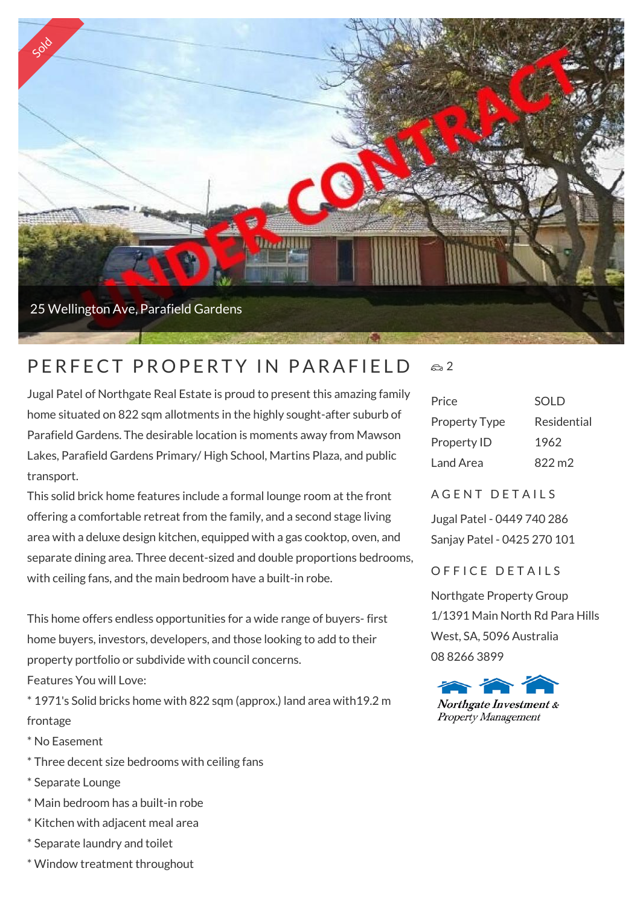Sold

UNDER CONTRACT

25 Wellington Ave, Parafield Gardens

# PERFECT PROPERTY IN PARAFIELD

Jugal Patel of Northgate Real Estate is proud to present this amazing family home situated on 822 sqm allotments in the highly sought-after suburb of Parafield Gardens. The desirable location is moments away from Mawson Lakes, Parafield Gardens Primary/ High School, Martins Plaza, and public transport.

This solid brick home features include a formal lounge room at the front offering a comfortable retreat from the family, and a second stage living area with a deluxe design kitchen, equipped with a gas cooktop, oven, and separate dining area. Three decent-sized and double proportions bedrooms, with ceiling fans, and the main bedroom have a built-in robe.

This home offers endless opportunities for a wide range of buyers- first home buyers, investors, developers, and those looking to add to their property portfolio or subdivide with council concerns.

Features You will Love:

* 1971's Solid bricks home with 822 sqm (approx.) land area with19.2 m frontage
* No Easement
* Three decent size bedrooms with ceiling fans
* Separate Lounge
* Main bedroom has a built-in robe
* Kitchen with adjacent meal area
* Separate laundry and toilet
* Window treatment throughout

2

| Price | SOLD |
|---|---|
| Property Type | Residential |
| Property ID | 1962 |
| Land Area | 822 m2 |

## AGENT DETAILS

Jugal Patel - 0449 740 286

Sanjay Patel - 0425 270 101

## OFFICE DETAILS

Northgate Property Group

1/1391 Main North Rd Para Hills West, SA, 5096 Australia

08 8266 3899

Northgate Investment & Property Management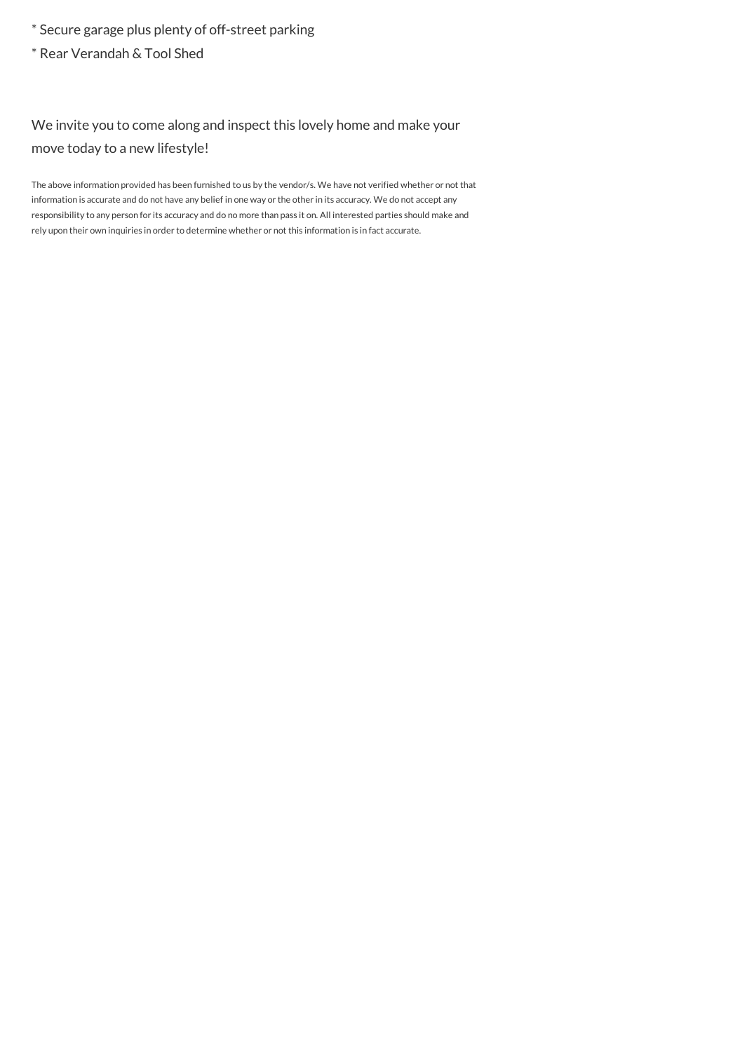* Secure garage plus plenty of off-street parking

* Rear Verandah & Tool Shed

We invite you to come along and inspect this lovely home and make your move today to a new lifestyle!

The above information provided has been furnished to us by the vendor/s. We have not verified whether or not that information is accurate and do not have any belief in one way or the other in its accuracy. We do not accept any responsibility to any person for its accuracy and do no more than pass it on. All interested parties should make and rely upon their own inquiries in order to determine whether or not this information is in fact accurate.